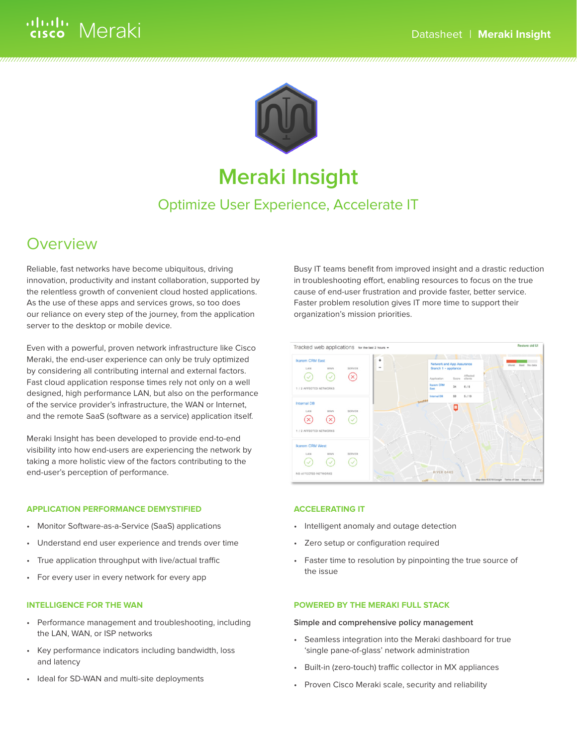# Meraki Insight

## Optimize User Experience, Accelerate IT

## Overview

Reliable, fast networks have become ubiquitous, driving innovation, productivity and instant collaboration, supported by the relentless growth of convenient cloud hosted applications. As the use of these apps and services grows, so too does our reliance on every step of the journey, from the application server to the desktop or mobile device.

Even with a powerful, proven network infrastructure like Cisco Meraki, the end-user experience can only be truly optimized by considering all contributing internal and external factors. Fast cloud application response times rely not only on a well designed, high performance LAN, but also on the performance of the service provider's infrastructure, the WAN or Internet, and the remote SaaS (software as a service) application itself.

Meraki Insight has been developed to provide end-to-end visibility into how end-users are experiencing the network by taking a more holistic view of the factors contributing to the end-user's perception of performance.

Busy IT teams benefit from improved insight and a drastic reduction in troubleshooting effort, enabling resources to focus on the true cause of end-user frustration and provide faster, better service. Faster problem resolution gives IT more time to support their organization's mission priorities.

### APPLICATION PERFORMANCE DEMYSTIFIED

- Monitor Software-as-a-Service (SaaS) applications
- Understand end user experience and trends over time
- True application throughput with live/actual traffic
- For every user in every network for every app

### INTELLIGENCE FOR THE WAN

- Performance management and troubleshooting, including the LAN, WAN, or ISP networks
- Key performance indicators including bandwidth, loss and latency
- Ideal for SD-WAN and multi-site deployments

### ACCELERATING IT

- Intelligent anomaly and outage detection
- Zero setup or configuration required
- Faster time to resolution by pinpointing the true source of the issue

### POWERED BY THE MERAKI FULL STACK

**Simple and comprehensive policy management**

- Seamless integration into the Meraki dashboard for true 'single pane-of-glass' network administration
- Built-in (zero-touch) traffic collector in MX appliances
- Proven Cisco Meraki scale, security and reliability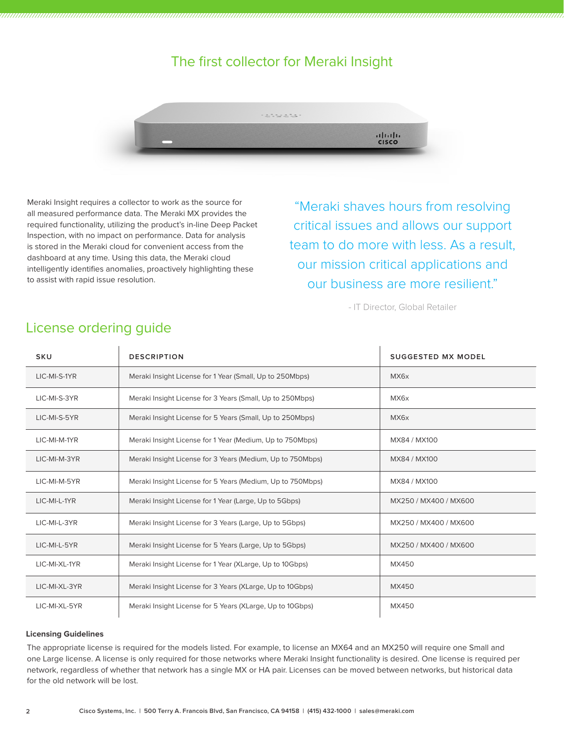## The first collector for Meraki Insight

Meraki Insight requires a collector to work as the source for all measured performance data. The Meraki MX provides the required functionality, utilizing the product's in-line Deep Packet Inspection, with no impact on performance. Data for analysis is stored in the Meraki cloud for convenient access from the dashboard at any time. Using this data, the Meraki cloud intelligently identifies anomalies, proactively highlighting these to assist with rapid issue resolution.

> "Meraki shaves hours from resolving critical issues and allows our support team to do more with less. As a result, our mission critical applications and our business are more resilient."
>
> - IT Director, Global Retailer

## License ordering guide

| SKU | DESCRIPTION | SUGGESTED MX MODEL |
| --- | --- | --- |
| LIC-MI-S-1YR | Meraki Insight License for 1 Year (Small, Up to 250Mbps) | MX6x |
| LIC-MI-S-3YR | Meraki Insight License for 3 Years (Small, Up to 250Mbps) | MX6x |
| LIC-MI-S-5YR | Meraki Insight License for 5 Years (Small, Up to 250Mbps) | MX6x |
| LIC-MI-M-1YR | Meraki Insight License for 1 Year (Medium, Up to 750Mbps) | MX84 / MX100 |
| LIC-MI-M-3YR | Meraki Insight License for 3 Years (Medium, Up to 750Mbps) | MX84 / MX100 |
| LIC-MI-M-5YR | Meraki Insight License for 5 Years (Medium, Up to 750Mbps) | MX84 / MX100 |
| LIC-MI-L-1YR | Meraki Insight License for 1 Year (Large, Up to 5Gbps) | MX250 / MX400 / MX600 |
| LIC-MI-L-3YR | Meraki Insight License for 3 Years (Large, Up to 5Gbps) | MX250 / MX400 / MX600 |
| LIC-MI-L-5YR | Meraki Insight License for 5 Years (Large, Up to 5Gbps) | MX250 / MX400 / MX600 |
| LIC-MI-XL-1YR | Meraki Insight License for 1 Year (XLarge, Up to 10Gbps) | MX450 |
| LIC-MI-XL-3YR | Meraki Insight License for 3 Years (XLarge, Up to 10Gbps) | MX450 |
| LIC-MI-XL-5YR | Meraki Insight License for 5 Years (XLarge, Up to 10Gbps) | MX450 |

**Licensing Guidelines**

The appropriate license is required for the models listed. For example, to license an MX64 and an MX250 will require one Small and one Large license. A license is only required for those networks where Meraki Insight functionality is desired. One license is required per network, regardless of whether that network has a single MX or HA pair. Licenses can be moved between networks, but historical data for the old network will be lost.

Cisco Systems, Inc. | 500 Terry A. Francois Blvd, San Francisco, CA 94158 | (415) 432-1000 | sales@meraki.com